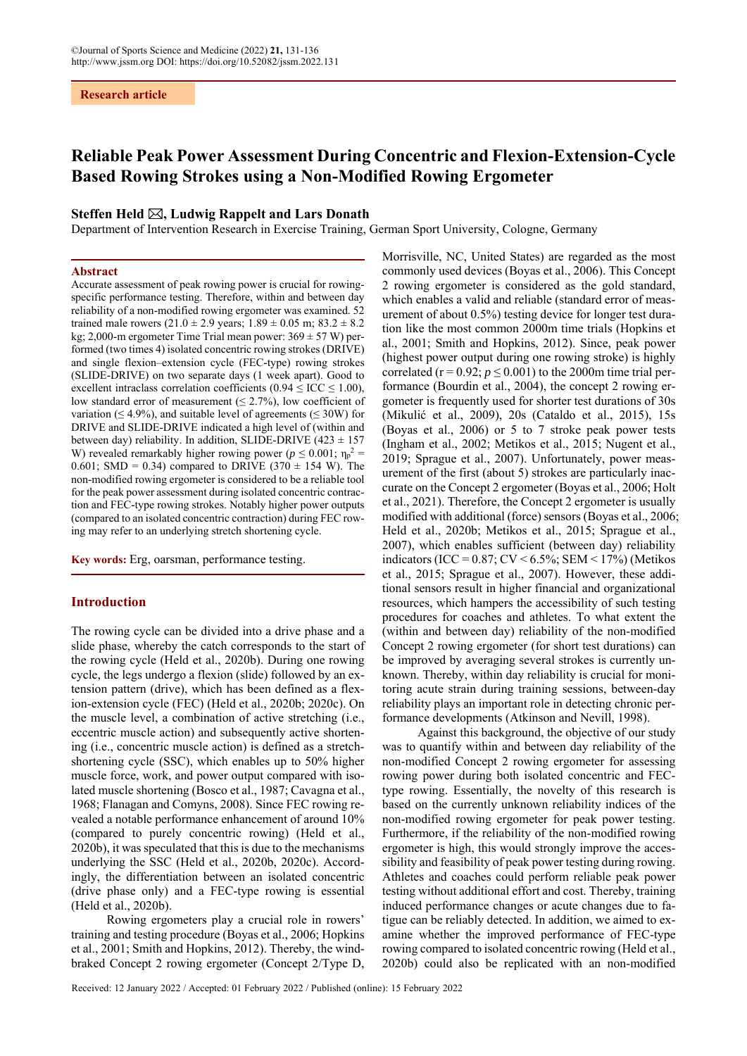Research article

# Reliable Peak Power Assessment During Concentric and Flexion-Extension-Cycle Based Rowing Strokes using a Non-Modified Rowing Ergometer

**Steffen Held ✉, Ludwig Rappelt and Lars Donath**

Department of Intervention Research in Exercise Training, German Sport University, Cologne, Germany

## Abstract

Accurate assessment of peak rowing power is crucial for rowing-specific performance testing. Therefore, within and between day reliability of a non-modified rowing ergometer was examined. 52 trained male rowers (21.0 ± 2.9 years; 1.89 ± 0.05 m; 83.2 ± 8.2 kg; 2,000-m ergometer Time Trial mean power: 369 ± 57 W) performed (two times 4) isolated concentric rowing strokes (DRIVE) and single flexion–extension cycle (FEC-type) rowing strokes (SLIDE-DRIVE) on two separate days (1 week apart). Good to excellent intraclass correlation coefficients (0.94 ≤ ICC ≤ 1.00), low standard error of measurement (≤ 2.7%), low coefficient of variation (≤ 4.9%), and suitable level of agreements (≤ 30W) for DRIVE and SLIDE-DRIVE indicated a high level of (within and between day) reliability. In addition, SLIDE-DRIVE (423 ± 157 W) revealed remarkably higher rowing power ($p \leq 0.001$; $\eta_p^2 = 0.601$; SMD = 0.34) compared to DRIVE (370 ± 154 W). The non-modified rowing ergometer is considered to be a reliable tool for the peak power assessment during isolated concentric contraction and FEC-type rowing strokes. Notably higher power outputs (compared to an isolated concentric contraction) during FEC rowing may refer to an underlying stretch shortening cycle.

**Key words:** Erg, oarsman, performance testing.

## Introduction

The rowing cycle can be divided into a drive phase and a slide phase, whereby the catch corresponds to the start of the rowing cycle (Held et al., 2020b). During one rowing cycle, the legs undergo a flexion (slide) followed by an extension pattern (drive), which has been defined as a flexion-extension cycle (FEC) (Held et al., 2020b; 2020c). On the muscle level, a combination of active stretching (i.e., eccentric muscle action) and subsequently active shortening (i.e., concentric muscle action) is defined as a stretch-shortening cycle (SSC), which enables up to 50% higher muscle force, work, and power output compared with isolated muscle shortening (Bosco et al., 1987; Cavagna et al., 1968; Flanagan and Comyns, 2008). Since FEC rowing revealed a notable performance enhancement of around 10% (compared to purely concentric rowing) (Held et al., 2020b), it was speculated that this is due to the mechanisms underlying the SSC (Held et al., 2020b, 2020c). Accordingly, the differentiation between an isolated concentric (drive phase only) and a FEC-type rowing is essential (Held et al., 2020b).

Rowing ergometers play a crucial role in rowers' training and testing procedure (Boyas et al., 2006; Hopkins et al., 2001; Smith and Hopkins, 2012). Thereby, the wind-braked Concept 2 rowing ergometer (Concept 2/Type D, Morrisville, NC, United States) are regarded as the most commonly used devices (Boyas et al., 2006). This Concept 2 rowing ergometer is considered as the gold standard, which enables a valid and reliable (standard error of measurement of about 0.5%) testing device for longer test duration like the most common 2000m time trials (Hopkins et al., 2001; Smith and Hopkins, 2012). Since, peak power (highest power output during one rowing stroke) is highly correlated ($r = 0.92$; $p \leq 0.001$) to the 2000m time trial performance (Bourdin et al., 2004), the concept 2 rowing ergometer is frequently used for shorter test durations of 30s (Mikulić et al., 2009), 20s (Cataldo et al., 2015), 15s (Boyas et al., 2006) or 5 to 7 stroke peak power tests (Ingham et al., 2002; Metikos et al., 2015; Nugent et al., 2019; Sprague et al., 2007). Unfortunately, power measurement of the first (about 5) strokes are particularly inaccurate on the Concept 2 ergometer (Boyas et al., 2006; Holt et al., 2021). Therefore, the Concept 2 ergometer is usually modified with additional (force) sensors (Boyas et al., 2006; Held et al., 2020b; Metikos et al., 2015; Sprague et al., 2007), which enables sufficient (between day) reliability indicators (ICC = 0.87; CV < 6.5%; SEM < 17%) (Metikos et al., 2015; Sprague et al., 2007). However, these additional sensors result in higher financial and organizational resources, which hampers the accessibility of such testing procedures for coaches and athletes. To what extent the (within and between day) reliability of the non-modified Concept 2 rowing ergometer (for short test durations) can be improved by averaging several strokes is currently unknown. Thereby, within day reliability is crucial for monitoring acute strain during training sessions, between-day reliability plays an important role in detecting chronic performance developments (Atkinson and Nevill, 1998).

Against this background, the objective of our study was to quantify within and between day reliability of the non-modified Concept 2 rowing ergometer for assessing rowing power during both isolated concentric and FEC-type rowing. Essentially, the novelty of this research is based on the currently unknown reliability indices of the non-modified rowing ergometer for peak power testing. Furthermore, if the reliability of the non-modified rowing ergometer is high, this would strongly improve the accessibility and feasibility of peak power testing during rowing. Athletes and coaches could perform reliable peak power testing without additional effort and cost. Thereby, training induced performance changes or acute changes due to fatigue can be reliably detected. In addition, we aimed to examine whether the improved performance of FEC-type rowing compared to isolated concentric rowing (Held et al., 2020b) could also be replicated with an non-modified

Received: 12 January 2022 / Accepted: 01 February 2022 / Published (online): 15 February 2022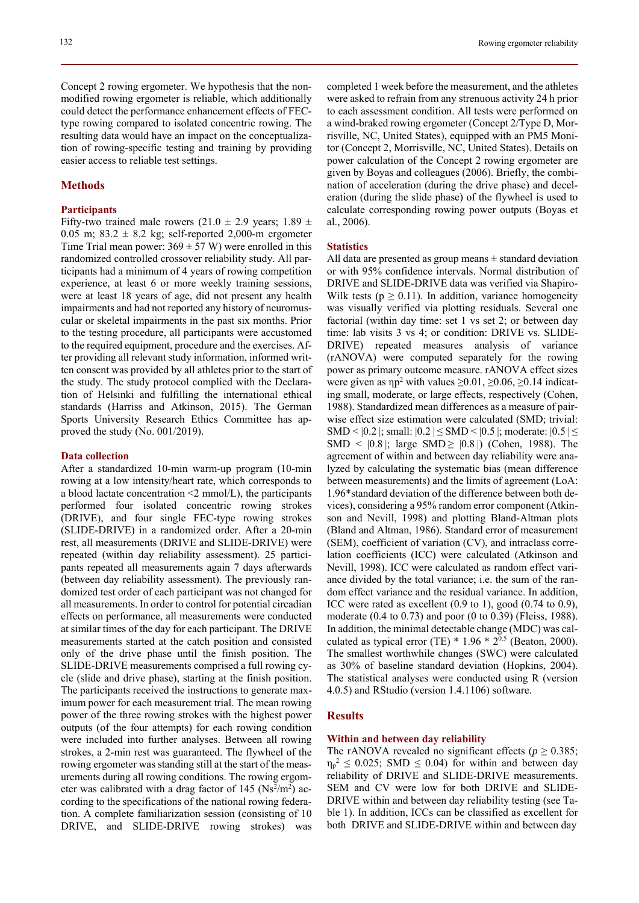Concept 2 rowing ergometer. We hypothesis that the non-modified rowing ergometer is reliable, which additionally could detect the performance enhancement effects of FEC-type rowing compared to isolated concentric rowing. The resulting data would have an impact on the conceptualization of rowing-specific testing and training by providing easier access to reliable test settings.

## Methods

### Participants

Fifty-two trained male rowers (21.0 ± 2.9 years; 1.89 ± 0.05 m; 83.2 ± 8.2 kg; self-reported 2,000-m ergometer Time Trial mean power: 369 ± 57 W) were enrolled in this randomized controlled crossover reliability study. All participants had a minimum of 4 years of rowing competition experience, at least 6 or more weekly training sessions, were at least 18 years of age, did not present any health impairments and had not reported any history of neuromuscular or skeletal impairments in the past six months. Prior to the testing procedure, all participants were accustomed to the required equipment, procedure and the exercises. After providing all relevant study information, informed written consent was provided by all athletes prior to the start of the study. The study protocol complied with the Declaration of Helsinki and fulfilling the international ethical standards (Harriss and Atkinson, 2015). The German Sports University Research Ethics Committee has approved the study (No. 001/2019).

### Data collection

After a standardized 10-min warm-up program (10-min rowing at a low intensity/heart rate, which corresponds to a blood lactate concentration <2 mmol/L), the participants performed four isolated concentric rowing strokes (DRIVE), and four single FEC-type rowing strokes (SLIDE-DRIVE) in a randomized order. After a 20-min rest, all measurements (DRIVE and SLIDE-DRIVE) were repeated (within day reliability assessment). 25 participants repeated all measurements again 7 days afterwards (between day reliability assessment). The previously randomized test order of each participant was not changed for all measurements. In order to control for potential circadian effects on performance, all measurements were conducted at similar times of the day for each participant. The DRIVE measurements started at the catch position and consisted only of the drive phase until the finish position. The SLIDE-DRIVE measurements comprised a full rowing cycle (slide and drive phase), starting at the finish position. The participants received the instructions to generate maximum power for each measurement trial. The mean rowing power of the three rowing strokes with the highest power outputs (of the four attempts) for each rowing condition were included into further analyses. Between all rowing strokes, a 2-min rest was guaranteed. The flywheel of the rowing ergometer was standing still at the start of the measurements during all rowing conditions. The rowing ergometer was calibrated with a drag factor of 145 ($Ns^2/m^2$) according to the specifications of the national rowing federation. A complete familiarization session (consisting of 10 DRIVE, and SLIDE-DRIVE rowing strokes) was completed 1 week before the measurement, and the athletes were asked to refrain from any strenuous activity 24 h prior to each assessment condition. All tests were performed on a wind-braked rowing ergometer (Concept 2/Type D, Morrisville, NC, United States), equipped with an PM5 Monitor (Concept 2, Morrisville, NC, United States). Details on power calculation of the Concept 2 rowing ergometer are given by Boyas and colleagues (2006). Briefly, the combination of acceleration (during the drive phase) and deceleration (during the slide phase) of the flywheel is used to calculate corresponding rowing power outputs (Boyas et al., 2006).

### Statistics

All data are presented as group means ± standard deviation or with 95% confidence intervals. Normal distribution of DRIVE and SLIDE-DRIVE data was verified via Shapiro-Wilk tests ($p \geq 0.11$). In addition, variance homogeneity was visually verified via plotting residuals. Several one factorial (within day time: set 1 vs set 2; or between day time: lab visits 3 vs 4; or condition: DRIVE vs. SLIDE-DRIVE) repeated measures analysis of variance (rANOVA) were computed separately for the rowing power as primary outcome measure. rANOVA effect sizes were given as $\eta p^2$ with values ≥0.01, ≥0.06, ≥0.14 indicating small, moderate, or large effects, respectively (Cohen, 1988). Standardized mean differences as a measure of pairwise effect size estimation were calculated (SMD; trivial: SMD < |0.2 |; small: |0.2 | ≤ SMD < |0.5 |; moderate: |0.5 | ≤ SMD < |0.8 |; large SMD ≥ |0.8 |) (Cohen, 1988). The agreement of within and between day reliability were analyzed by calculating the systematic bias (mean difference between measurements) and the limits of agreement (LoA: 1.96*standard deviation of the difference between both devices), considering a 95% random error component (Atkinson and Nevill, 1998) and plotting Bland-Altman plots (Bland and Altman, 1986). Standard error of measurement (SEM), coefficient of variation (CV), and intraclass correlation coefficients (ICC) were calculated (Atkinson and Nevill, 1998). ICC were calculated as random effect variance divided by the total variance; i.e. the sum of the random effect variance and the residual variance. In addition, ICC were rated as excellent (0.9 to 1), good (0.74 to 0.9), moderate (0.4 to 0.73) and poor (0 to 0.39) (Fleiss, 1988). In addition, the minimal detectable change (MDC) was calculated as typical error (TE) * 1.96 * $2^{0.5}$ (Beaton, 2000). The smallest worthwhile changes (SWC) were calculated as 30% of baseline standard deviation (Hopkins, 2004). The statistical analyses were conducted using R (version 4.0.5) and RStudio (version 1.4.1106) software.

## Results

### Within and between day reliability

The rANOVA revealed no significant effects ($p \geq 0.385$; $\eta_p^2 \leq 0.025$; SMD ≤ 0.04) for within and between day reliability of DRIVE and SLIDE-DRIVE measurements. SEM and CV were low for both DRIVE and SLIDE-DRIVE within and between day reliability testing (see Table 1). In addition, ICCs can be classified as excellent for both DRIVE and SLIDE-DRIVE within and between day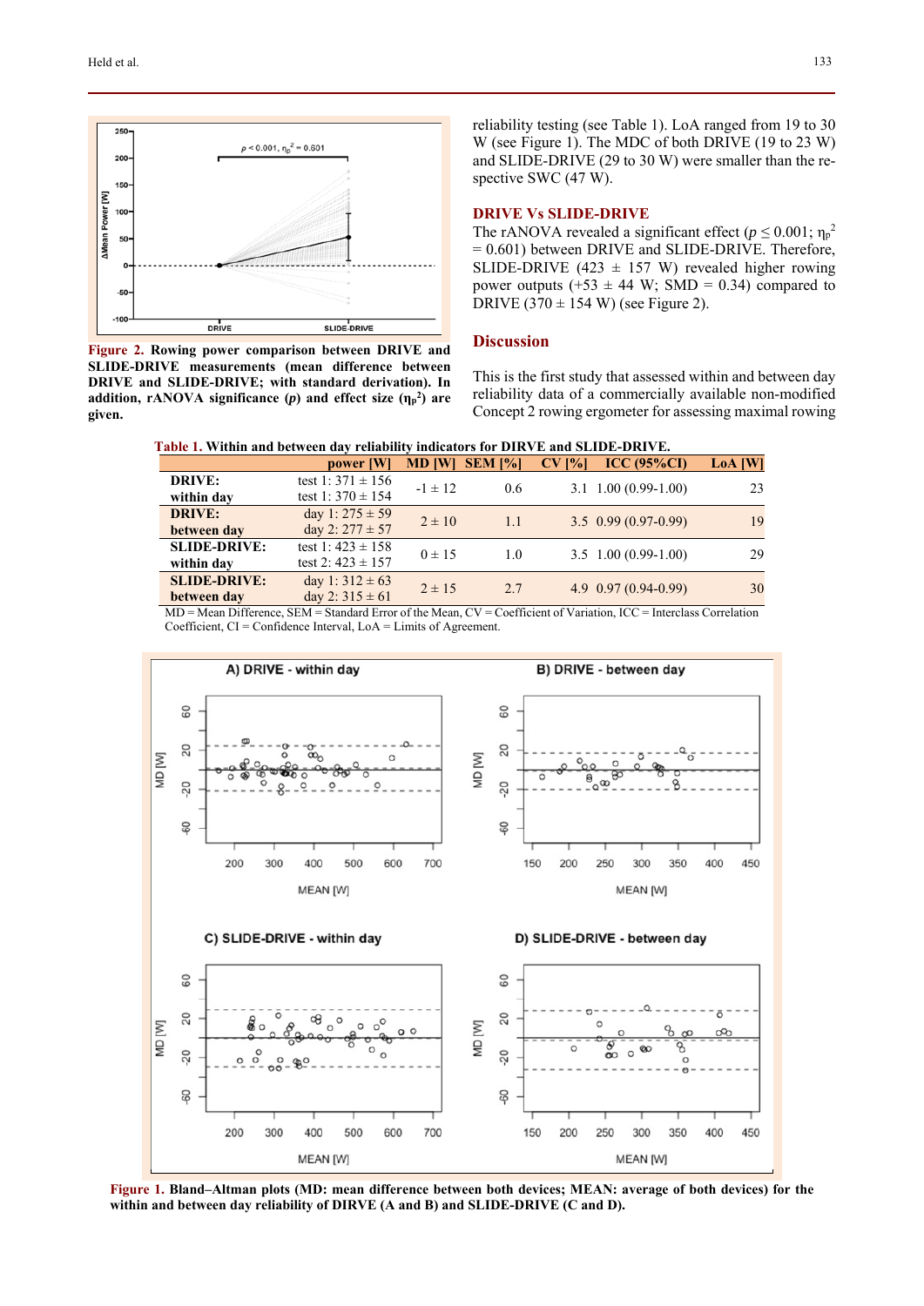Figure 2. Rowing power comparison between DRIVE and SLIDE-DRIVE measurements (mean difference between DRIVE and SLIDE-DRIVE; with standard derivation). In addition, rANOVA significance ($p$) and effect size ($\eta_p^2$) are given.

reliability testing (see Table 1). LoA ranged from 19 to 30 W (see Figure 1). The MDC of both DRIVE (19 to 23 W) and SLIDE-DRIVE (29 to 30 W) were smaller than the respective SWC (47 W).

## DRIVE Vs SLIDE-DRIVE

The rANOVA revealed a significant effect ($p \leq 0.001$; $\eta_p^2 = 0.601$) between DRIVE and SLIDE-DRIVE. Therefore, SLIDE-DRIVE (423 ± 157 W) revealed higher rowing power outputs (+53 ± 44 W; SMD = 0.34) compared to DRIVE (370 ± 154 W) (see Figure 2).

## Discussion

This is the first study that assessed within and between day reliability data of a commercially available non-modified Concept 2 rowing ergometer for assessing maximal rowing

Table 1. Within and between day reliability indicators for DIRVE and SLIDE-DRIVE.

| | power [W] | MD [W] | SEM [%] | CV [%] | ICC (95%CI) | LoA [W] |
|---|---|---|---|---|---|---|
| **DRIVE: within day** | test 1: 371 ± 156<br>test 1: 370 ± 154 | -1 ± 12 | 0.6 | 3.1 | 1.00 (0.99-1.00) | 23 |
| **DRIVE: between day** | day 1: 275 ± 59<br>day 2: 277 ± 57 | 2 ± 10 | 1.1 | 3.5 | 0.99 (0.97-0.99) | 19 |
| **SLIDE-DRIVE: within day** | test 1: 423 ± 158<br>test 2: 423 ± 157 | 0 ± 15 | 1.0 | 3.5 | 1.00 (0.99-1.00) | 29 |
| **SLIDE-DRIVE: between day** | day 1: 312 ± 63<br>day 2: 315 ± 61 | 2 ± 15 | 2.7 | 4.9 | 0.97 (0.94-0.99) | 30 |

MD = Mean Difference, SEM = Standard Error of the Mean, CV = Coefficient of Variation, ICC = Interclass Correlation Coefficient, CI = Confidence Interval, LoA = Limits of Agreement.

Figure 1. Bland–Altman plots (MD: mean difference between both devices; MEAN: average of both devices) for the within and between day reliability of DIRVE (A and B) and SLIDE-DRIVE (C and D).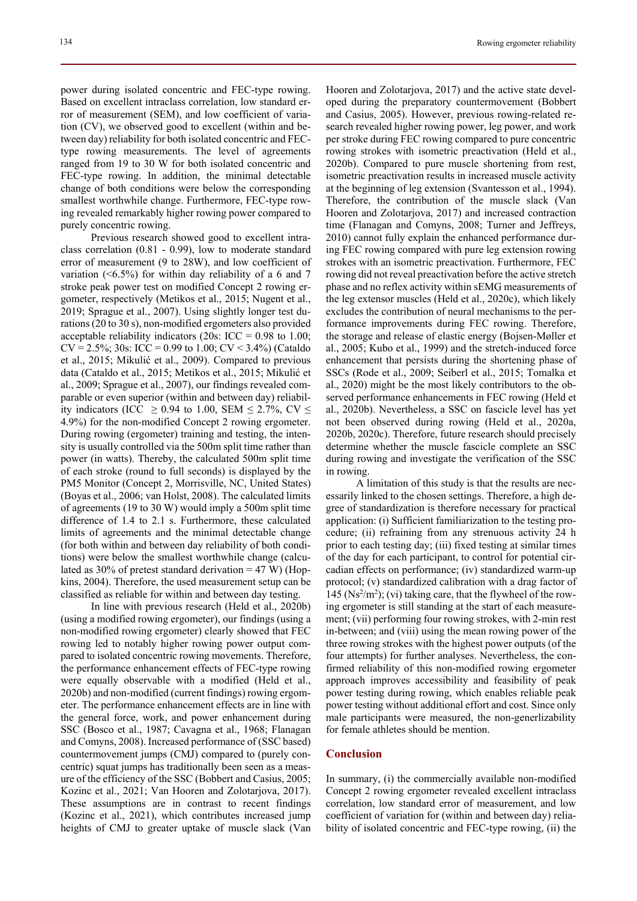power during isolated concentric and FEC-type rowing. Based on excellent intraclass correlation, low standard error of measurement (SEM), and low coefficient of variation (CV), we observed good to excellent (within and between day) reliability for both isolated concentric and FEC-type rowing measurements. The level of agreements ranged from 19 to 30 W for both isolated concentric and FEC-type rowing. In addition, the minimal detectable change of both conditions were below the corresponding smallest worthwhile change. Furthermore, FEC-type rowing revealed remarkably higher rowing power compared to purely concentric rowing.

Previous research showed good to excellent intraclass correlation (0.81 - 0.99), low to moderate standard error of measurement (9 to 28W), and low coefficient of variation (<6.5%) for within day reliability of a 6 and 7 stroke peak power test on modified Concept 2 rowing ergometer, respectively (Metikos et al., 2015; Nugent et al., 2019; Sprague et al., 2007). Using slightly longer test durations (20 to 30 s), non-modified ergometers also provided acceptable reliability indicators (20s: ICC = 0.98 to 1.00; CV = 2.5%; 30s: ICC = 0.99 to 1.00; CV < 3.4%) (Cataldo et al., 2015; Mikulić et al., 2009). Compared to previous data (Cataldo et al., 2015; Metikos et al., 2015; Mikulić et al., 2009; Sprague et al., 2007), our findings revealed comparable or even superior (within and between day) reliability indicators (ICC $\geq$ 0.94 to 1.00, SEM $\leq$ 2.7%, CV $\leq$ 4.9%) for the non-modified Concept 2 rowing ergometer. During rowing (ergometer) training and testing, the intensity is usually controlled via the 500m split time rather than power (in watts). Thereby, the calculated 500m split time of each stroke (round to full seconds) is displayed by the PM5 Monitor (Concept 2, Morrisville, NC, United States) (Boyas et al., 2006; van Holst, 2008). The calculated limits of agreements (19 to 30 W) would imply a 500m split time difference of 1.4 to 2.1 s. Furthermore, these calculated limits of agreements and the minimal detectable change (for both within and between day reliability of both conditions) were below the smallest worthwhile change (calculated as 30% of pretest standard derivation = 47 W) (Hopkins, 2004). Therefore, the used measurement setup can be classified as reliable for within and between day testing.

In line with previous research (Held et al., 2020b) (using a modified rowing ergometer), our findings (using a non-modified rowing ergometer) clearly showed that FEC rowing led to notably higher rowing power output compared to isolated concentric rowing movements. Therefore, the performance enhancement effects of FEC-type rowing were equally observable with a modified (Held et al., 2020b) and non-modified (current findings) rowing ergometer. The performance enhancement effects are in line with the general force, work, and power enhancement during SSC (Bosco et al., 1987; Cavagna et al., 1968; Flanagan and Comyns, 2008). Increased performance of (SSC based) countermovement jumps (CMJ) compared to (purely concentric) squat jumps has traditionally been seen as a measure of the efficiency of the SSC (Bobbert and Casius, 2005; Kozinc et al., 2021; Van Hooren and Zolotarjova, 2017). These assumptions are in contrast to recent findings (Kozinc et al., 2021), which contributes increased jump heights of CMJ to greater uptake of muscle slack (Van Hooren and Zolotarjova, 2017) and the active state developed during the preparatory countermovement (Bobbert and Casius, 2005). However, previous rowing-related research revealed higher rowing power, leg power, and work per stroke during FEC rowing compared to pure concentric rowing strokes with isometric preactivation (Held et al., 2020b). Compared to pure muscle shortening from rest, isometric preactivation results in increased muscle activity at the beginning of leg extension (Svantesson et al., 1994). Therefore, the contribution of the muscle slack (Van Hooren and Zolotarjova, 2017) and increased contraction time (Flanagan and Comyns, 2008; Turner and Jeffreys, 2010) cannot fully explain the enhanced performance during FEC rowing compared with pure leg extension rowing strokes with an isometric preactivation. Furthermore, FEC rowing did not reveal preactivation before the active stretch phase and no reflex activity within sEMG measurements of the leg extensor muscles (Held et al., 2020c), which likely excludes the contribution of neural mechanisms to the performance improvements during FEC rowing. Therefore, the storage and release of elastic energy (Bojsen-Møller et al., 2005; Kubo et al., 1999) and the stretch-induced force enhancement that persists during the shortening phase of SSCs (Rode et al., 2009; Seiberl et al., 2015; Tomalka et al., 2020) might be the most likely contributors to the observed performance enhancements in FEC rowing (Held et al., 2020b). Nevertheless, a SSC on fascicle level has yet not been observed during rowing (Held et al., 2020a, 2020b, 2020c). Therefore, future research should precisely determine whether the muscle fascicle complete an SSC during rowing and investigate the verification of the SSC in rowing.

A limitation of this study is that the results are necessarily linked to the chosen settings. Therefore, a high degree of standardization is therefore necessary for practical application: (i) Sufficient familiarization to the testing procedure; (ii) refraining from any strenuous activity 24 h prior to each testing day; (iii) fixed testing at similar times of the day for each participant, to control for potential circadian effects on performance; (iv) standardized warm-up protocol; (v) standardized calibration with a drag factor of 145 ($Ns^2/m^2$); (vi) taking care, that the flywheel of the rowing ergometer is still standing at the start of each measurement; (vii) performing four rowing strokes, with 2-min rest in-between; and (viii) using the mean rowing power of the three rowing strokes with the highest power outputs (of the four attempts) for further analyses. Nevertheless, the confirmed reliability of this non-modified rowing ergometer approach improves accessibility and feasibility of peak power testing during rowing, which enables reliable peak power testing without additional effort and cost. Since only male participants were measured, the non-generlizability for female athletes should be mention.

## Conclusion

In summary, (i) the commercially available non-modified Concept 2 rowing ergometer revealed excellent intraclass correlation, low standard error of measurement, and low coefficient of variation for (within and between day) reliability of isolated concentric and FEC-type rowing, (ii) the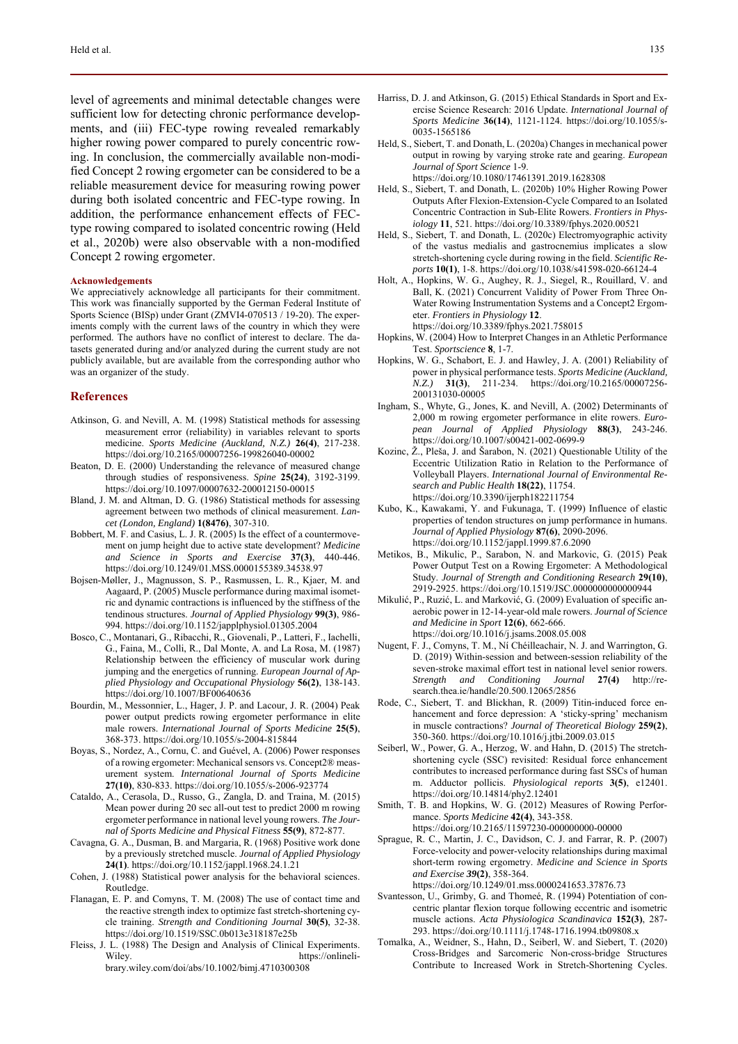level of agreements and minimal detectable changes were sufficient low for detecting chronic performance developments, and (iii) FEC-type rowing revealed remarkably higher rowing power compared to purely concentric rowing. In conclusion, the commercially available non-modified Concept 2 rowing ergometer can be considered to be a reliable measurement device for measuring rowing power during both isolated concentric and FEC-type rowing. In addition, the performance enhancement effects of FEC-type rowing compared to isolated concentric rowing (Held et al., 2020b) were also observable with a non-modified Concept 2 rowing ergometer.

#### Acknowledgements

We appreciatively acknowledge all participants for their commitment. This work was financially supported by the German Federal Institute of Sports Science (BISp) under Grant (ZMVI4-070513 / 19-20). The experiments comply with the current laws of the country in which they were performed. The authors have no conflict of interest to declare. The datasets generated during and/or analyzed during the current study are not publicly available, but are available from the corresponding author who was an organizer of the study.

## References

Atkinson, G. and Nevill, A. M. (1998) Statistical methods for assessing measurement error (reliability) in variables relevant to sports medicine. *Sports Medicine (Auckland, N.Z.)* **26(4)**, 217-238. https://doi.org/10.2165/00007256-199826040-00002

Beaton, D. E. (2000) Understanding the relevance of measured change through studies of responsiveness. *Spine* **25(24)**, 3192-3199. https://doi.org/10.1097/00007632-200012150-00015

Bland, J. M. and Altman, D. G. (1986) Statistical methods for assessing agreement between two methods of clinical measurement. *Lancet (London, England)* **1(8476)**, 307-310.

Bobbert, M. F. and Casius, L. J. R. (2005) Is the effect of a countermovement on jump height due to active state development? *Medicine and Science in Sports and Exercise* **37(3)**, 440-446. https://doi.org/10.1249/01.MSS.0000155389.34538.97

Bojsen-Møller, J., Magnusson, S. P., Rasmussen, L. R., Kjaer, M. and Aagaard, P. (2005) Muscle performance during maximal isometric and dynamic contractions is influenced by the stiffness of the tendinous structures. *Journal of Applied Physiology* **99(3)**, 986-994. https://doi.org/10.1152/japplphysiol.01305.2004

Bosco, C., Montanari, G., Ribacchi, R., Giovenali, P., Latteri, F., Iachelli, G., Faina, M., Colli, R., Dal Monte, A. and La Rosa, M. (1987) Relationship between the efficiency of muscular work during jumping and the energetics of running. *European Journal of Applied Physiology and Occupational Physiology* **56(2)**, 138-143. https://doi.org/10.1007/BF00640636

Bourdin, M., Messonnier, L., Hager, J. P. and Lacour, J. R. (2004) Peak power output predicts rowing ergometer performance in elite male rowers. *International Journal of Sports Medicine* **25(5)**, 368-373. https://doi.org/10.1055/s-2004-815844

Boyas, S., Nordez, A., Cornu, C. and Guével, A. (2006) Power responses of a rowing ergometer: Mechanical sensors vs. Concept2® measurement system. *International Journal of Sports Medicine* **27(10)**, 830-833. https://doi.org/10.1055/s-2006-923774

Cataldo, A., Cerasola, D., Russo, G., Zangla, D. and Traina, M. (2015) Mean power during 20 sec all-out test to predict 2000 m rowing ergometer performance in national level young rowers. *The Journal of Sports Medicine and Physical Fitness* **55(9)**, 872-877.

Cavagna, G. A., Dusman, B. and Margaria, R. (1968) Positive work done by a previously stretched muscle. *Journal of Applied Physiology* **24(1)**. https://doi.org/10.1152/jappl.1968.24.1.21

Cohen, J. (1988) Statistical power analysis for the behavioral sciences. Routledge.

Flanagan, E. P. and Comyns, T. M. (2008) The use of contact time and the reactive strength index to optimize fast stretch-shortening cycle training. *Strength and Conditioning Journal* **30(5)**, 32-38. https://doi.org/10.1519/SSC.0b013e318187e25b

Fleiss, J. L. (1988) The Design and Analysis of Clinical Experiments. Wiley. https://onlinelibrary.wiley.com/doi/abs/10.1002/bimj.4710300308

Harriss, D. J. and Atkinson, G. (2015) Ethical Standards in Sport and Exercise Science Research: 2016 Update. *International Journal of Sports Medicine* **36(14)**, 1121-1124. https://doi.org/10.1055/s-0035-1565186

Held, S., Siebert, T. and Donath, L. (2020a) Changes in mechanical power output in rowing by varying stroke rate and gearing. *European Journal of Sport Science* 1-9. https://doi.org/10.1080/17461391.2019.1628308

Held, S., Siebert, T. and Donath, L. (2020b) 10% Higher Rowing Power Outputs After Flexion-Extension-Cycle Compared to an Isolated Concentric Contraction in Sub-Elite Rowers. *Frontiers in Physiology* **11**, 521. https://doi.org/10.3389/fphys.2020.00521

Held, S., Siebert, T. and Donath, L. (2020c) Electromyographic activity of the vastus medialis and gastrocnemius implicates a slow stretch-shortening cycle during rowing in the field. *Scientific Reports* **10(1)**, 1-8. https://doi.org/10.1038/s41598-020-66124-4

Holt, A., Hopkins, W. G., Aughey, R. J., Siegel, R., Rouillard, V. and Ball, K. (2021) Concurrent Validity of Power From Three On-Water Rowing Instrumentation Systems and a Concept2 Ergometer. *Frontiers in Physiology* **12**. https://doi.org/10.3389/fphys.2021.758015

Hopkins, W. (2004) How to Interpret Changes in an Athletic Performance Test. *Sportscience* **8**, 1-7.

Hopkins, W. G., Schabort, E. J. and Hawley, J. A. (2001) Reliability of power in physical performance tests. *Sports Medicine (Auckland, N.Z.)* **31(3)**, 211-234. https://doi.org/10.2165/00007256-200131030-00005

Ingham, S., Whyte, G., Jones, K. and Nevill, A. (2002) Determinants of 2,000 m rowing ergometer performance in elite rowers. *European Journal of Applied Physiology* **88(3)**, 243-246. https://doi.org/10.1007/s00421-002-0699-9

Kozinc, Ž., Pleša, J. and Šarabon, N. (2021) Questionable Utility of the Eccentric Utilization Ratio in Relation to the Performance of Volleyball Players. *International Journal of Environmental Research and Public Health* **18(22)**, 11754. https://doi.org/10.3390/ijerph182211754

Kubo, K., Kawakami, Y. and Fukunaga, T. (1999) Influence of elastic properties of tendon structures on jump performance in humans. *Journal of Applied Physiology* **87(6)**, 2090-2096. https://doi.org/10.1152/jappl.1999.87.6.2090

Metikos, B., Mikulic, P., Sarabon, N. and Markovic, G. (2015) Peak Power Output Test on a Rowing Ergometer: A Methodological Study. *Journal of Strength and Conditioning Research* **29(10)**, 2919-2925. https://doi.org/10.1519/JSC.0000000000000944

Mikulić, P., Ruzić, L. and Marković, G. (2009) Evaluation of specific anaerobic power in 12-14-year-old male rowers. *Journal of Science and Medicine in Sport* **12(6)**, 662-666. https://doi.org/10.1016/j.jsams.2008.05.008

Nugent, F. J., Comyns, T. M., Ní Chéilleachair, N. J. and Warrington, G. D. (2019) Within-session and between-session reliability of the seven-stroke maximal effort test in national level senior rowers. *Strength and Conditioning Journal* **27(4)** http://research.thea.ie/handle/20.500.12065/2856

Rode, C., Siebert, T. and Blickhan, R. (2009) Titin-induced force enhancement and force depression: A 'sticky-spring' mechanism in muscle contractions? *Journal of Theoretical Biology* **259(2)**, 350-360. https://doi.org/10.1016/j.jtbi.2009.03.015

Seiberl, W., Power, G. A., Herzog, W. and Hahn, D. (2015) The stretch-shortening cycle (SSC) revisited: Residual force enhancement contributes to increased performance during fast SSCs of human m. Adductor pollicis. *Physiological reports* **3(5)**, e12401. https://doi.org/10.14814/phy2.12401

Smith, T. B. and Hopkins, W. G. (2012) Measures of Rowing Performance. *Sports Medicine* **42(4)**, 343-358. https://doi.org/10.2165/11597230-000000000-00000

Sprague, R. C., Martin, J. C., Davidson, C. J. and Farrar, R. P. (2007) Force-velocity and power-velocity relationships during maximal short-term rowing ergometry. *Medicine and Science in Sports and Exercise* **39(2)**, 358-364. https://doi.org/10.1249/01.mss.0000241653.37876.73

Svantesson, U., Grimby, G. and Thomeé, R. (1994) Potentiation of concentric plantar flexion torque following eccentric and isometric muscle actions. *Acta Physiologica Scandinavica* **152(3)**, 287-293. https://doi.org/10.1111/j.1748-1716.1994.tb09808.x

Tomalka, A., Weidner, S., Hahn, D., Seiberl, W. and Siebert, T. (2020) Cross-Bridges and Sarcomeric Non-cross-bridge Structures Contribute to Increased Work in Stretch-Shortening Cycles.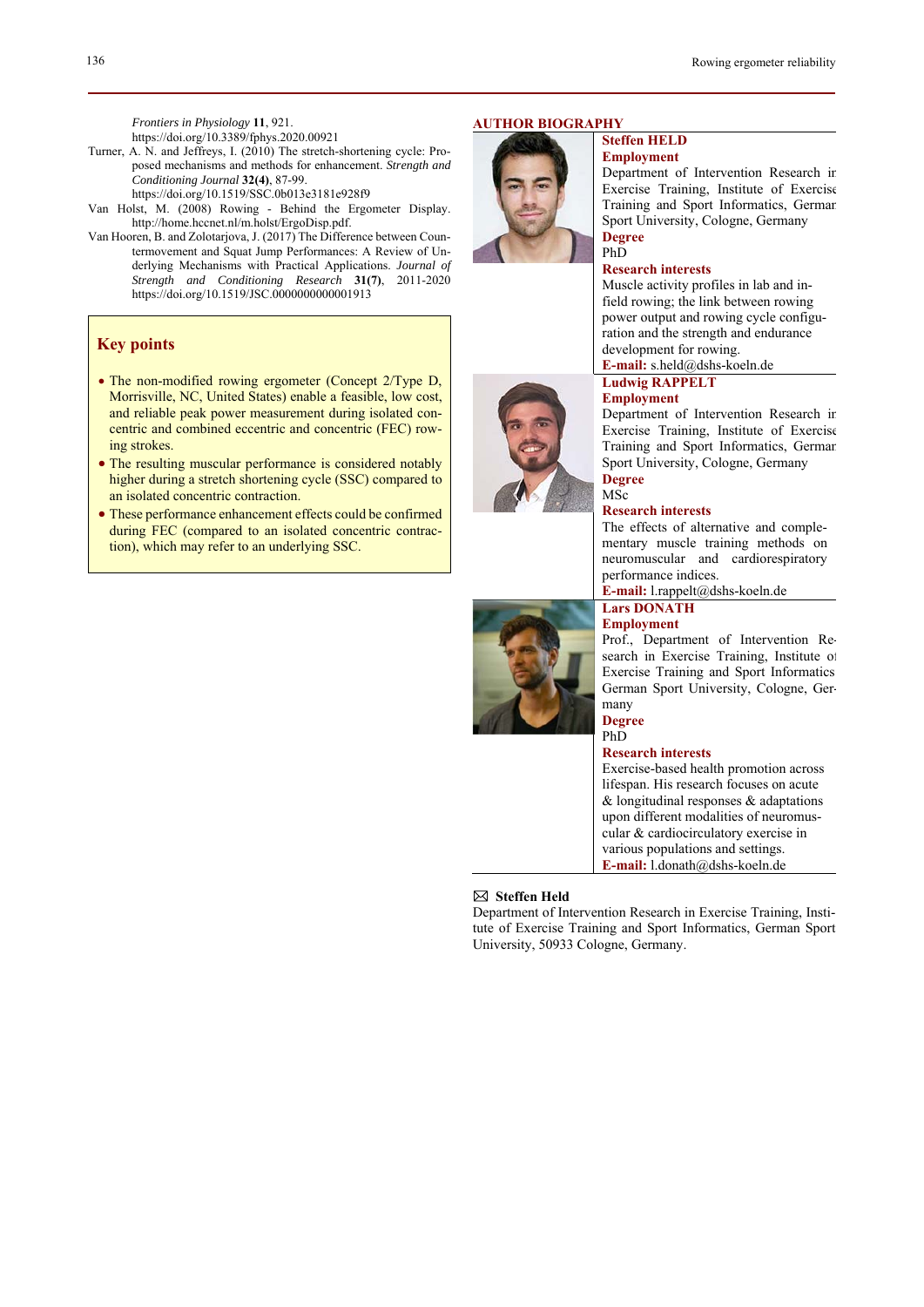Frontiers in Physiology **11**, 921. https://doi.org/10.3389/fphys.2020.00921

Turner, A. N. and Jeffreys, I. (2010) The stretch-shortening cycle: Proposed mechanisms and methods for enhancement. *Strength and Conditioning Journal* **32(4)**, 87-99. https://doi.org/10.1519/SSC.0b013e3181e928f9

Van Holst, M. (2008) Rowing - Behind the Ergometer Display. http://home.hccnet.nl/m.holst/ErgoDisp.pdf.

Van Hooren, B. and Zolotarjova, J. (2017) The Difference between Countermovement and Squat Jump Performances: A Review of Underlying Mechanisms with Practical Applications. *Journal of Strength and Conditioning Research* **31(7)**, 2011-2020 https://doi.org/10.1519/JSC.0000000000001913

## Key points

- The non-modified rowing ergometer (Concept 2/Type D, Morrisville, NC, United States) enable a feasible, low cost, and reliable peak power measurement during isolated concentric and combined eccentric and concentric (FEC) rowing strokes.
- The resulting muscular performance is considered notably higher during a stretch shortening cycle (SSC) compared to an isolated concentric contraction.
- These performance enhancement effects could be confirmed during FEC (compared to an isolated concentric contraction), which may refer to an underlying SSC.

## AUTHOR BIOGRAPHY

**Steffen HELD**

**Employment**

Department of Intervention Research in Exercise Training, Institute of Exercise Training and Sport Informatics, German Sport University, Cologne, Germany

**Degree**

PhD

**Research interests**

Muscle activity profiles in lab and in-field rowing; the link between rowing power output and rowing cycle configuration and the strength and endurance development for rowing.

**E-mail:** s.held@dshs-koeln.de

**Ludwig RAPPELT**

**Employment**

Department of Intervention Research in Exercise Training, Institute of Exercise Training and Sport Informatics, German Sport University, Cologne, Germany

**Degree**

MSc

**Research interests**

The effects of alternative and complementary muscle training methods on neuromuscular and cardiorespiratory performance indices.

**E-mail:** l.rappelt@dshs-koeln.de

**Lars DONATH**

**Employment**

Prof., Department of Intervention Research in Exercise Training, Institute of Exercise Training and Sport Informatics German Sport University, Cologne, Germany

**Degree**

PhD

**Research interests**

Exercise-based health promotion across lifespan. His research focuses on acute & longitudinal responses & adaptations upon different modalities of neuromuscular & cardiocirculatory exercise in various populations and settings.

**E-mail:** l.donath@dshs-koeln.de

✉ **Steffen Held**

Department of Intervention Research in Exercise Training, Institute of Exercise Training and Sport Informatics, German Sport University, 50933 Cologne, Germany.